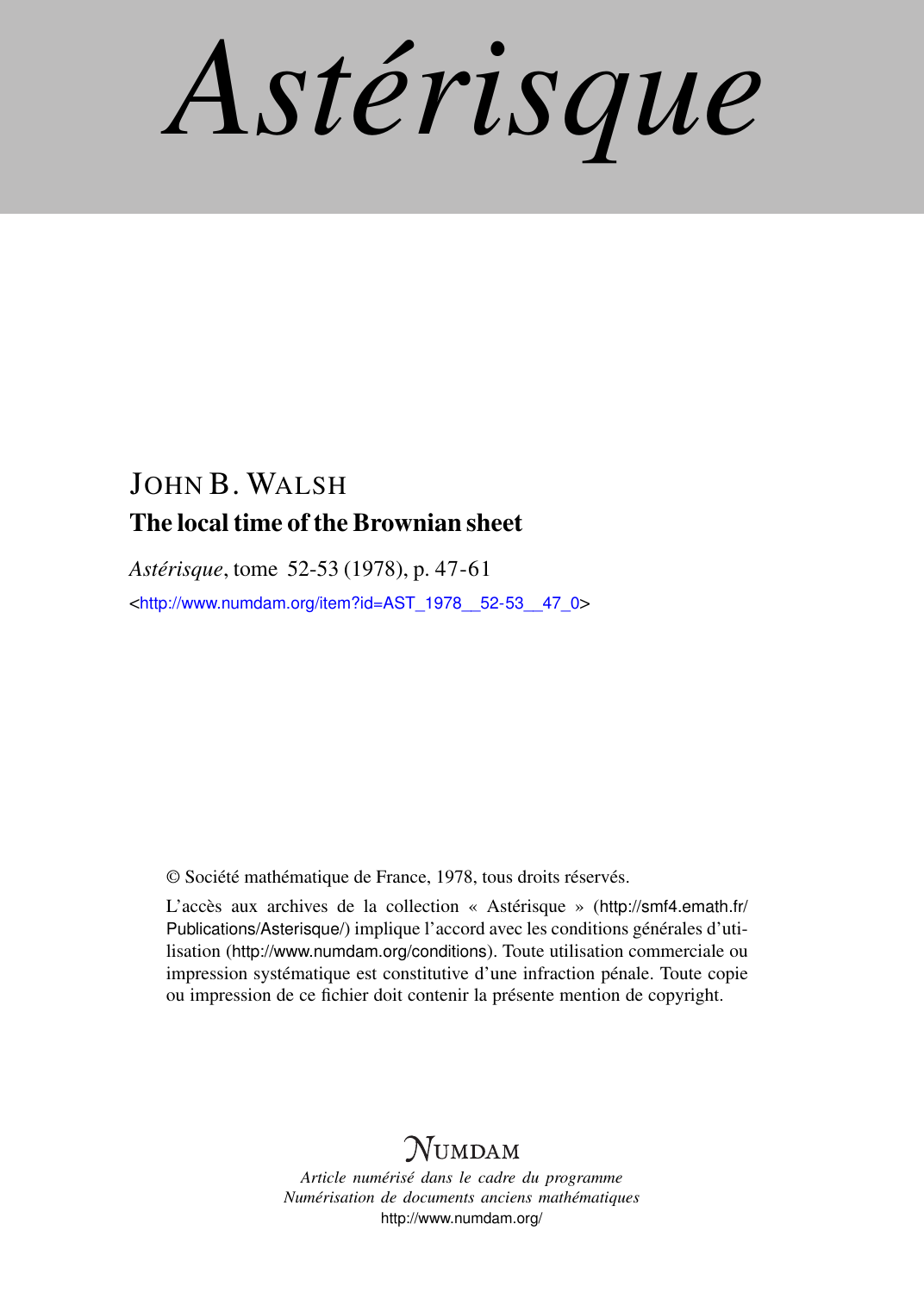# Astérisque

JOHN B. WALSH

## The local time of the Brownian sheet

*Astérisque*, tome 52-53 (1978), p. 47-61

<http://www.numdam.org/item?id=AST_1978__52-53__47_0>

© Société mathématique de France, 1978, tous droits réservés.

L'accès aux archives de la collection « Astérisque » (http://smf4.emath.fr/Publications/Asterisque/) implique l'accord avec les conditions générales d'utilisation (http://www.numdam.org/conditions). Toute utilisation commerciale ou impression systématique est constitutive d'une infraction pénale. Toute copie ou impression de ce fichier doit contenir la présente mention de copyright.

NUMDAM

*Article numérisé dans le cadre du programme*
*Numérisation de documents anciens mathématiques*
http://www.numdam.org/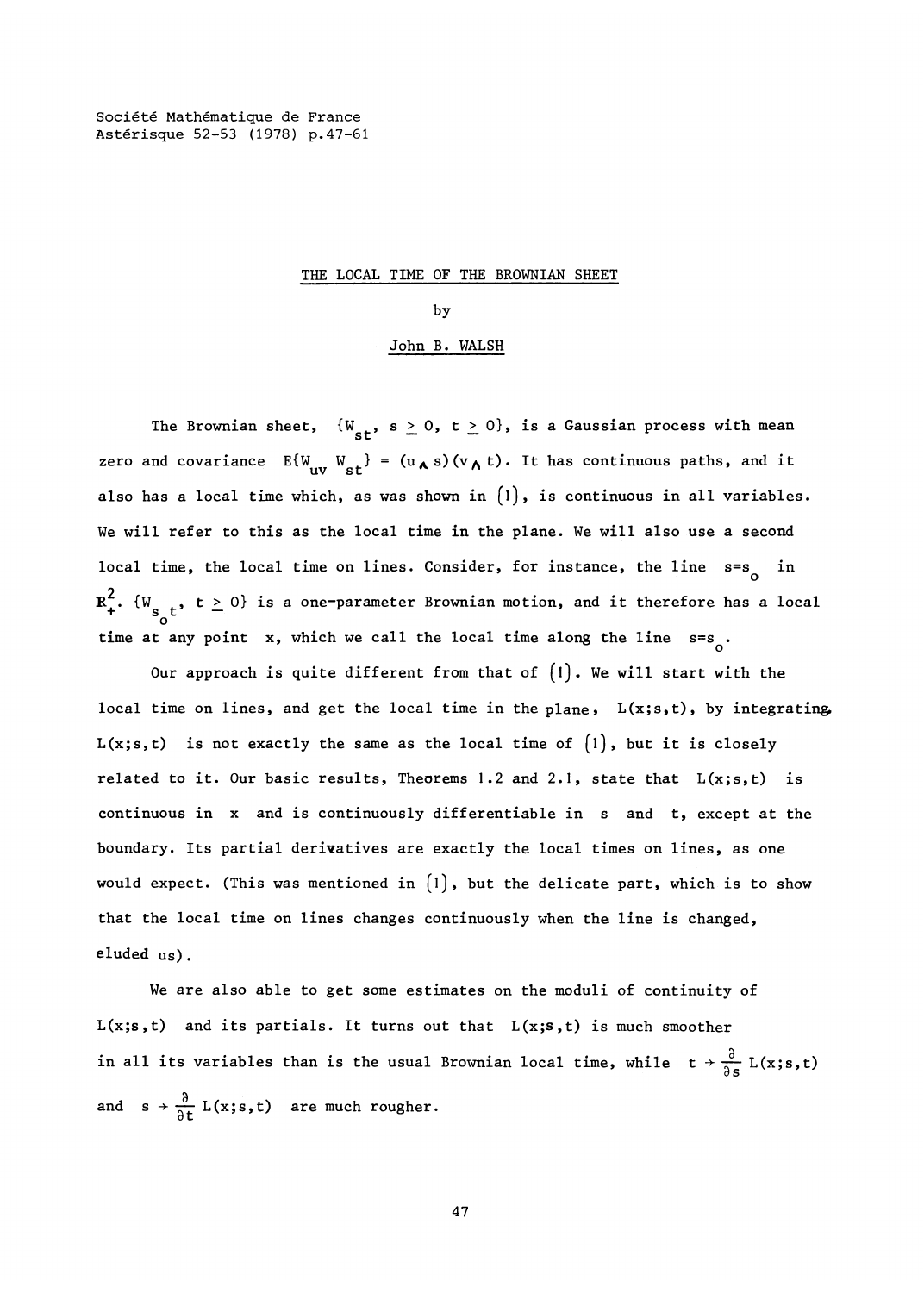Société Mathématique de France
Astérisque 52-53 (1978) p.47-61

# THE LOCAL TIME OF THE BROWNIAN SHEET

by

John B. WALSH

The Brownian sheet, $\{W_{st},\ s \geq 0,\ t \geq 0\}$, is a Gaussian process with mean zero and covariance $E\{W_{uv}\ W_{st}\} = (u \wedge s)(v \wedge t)$. It has continuous paths, and it also has a local time which, as was shown in (1), is continuous in all variables. We will refer to this as the local time in the plane. We will also use a second local time, the local time on lines. Consider, for instance, the line $s=s_o$ in $\mathbf{R}^2_+$. $\{W_{s_o t},\ t \geq 0\}$ is a one-parameter Brownian motion, and it therefore has a local time at any point $x$, which we call the local time along the line $s=s_o$.

Our approach is quite different from that of (1). We will start with the local time on lines, and get the local time in the plane, $L(x;s,t)$, by integrating. $L(x;s,t)$ is not exactly the same as the local time of (1), but it is closely related to it. Our basic results, Theorems 1.2 and 2.1, state that $L(x;s,t)$ is continuous in $x$ and is continuously differentiable in $s$ and $t$, except at the boundary. Its partial derivatives are exactly the local times on lines, as one would expect. (This was mentioned in (1), but the delicate part, which is to show that the local time on lines changes continuously when the line is changed, eluded us).

We are also able to get some estimates on the moduli of continuity of $L(x;s,t)$ and its partials. It turns out that $L(x;s,t)$ is much smoother in all its variables than is the usual Brownian local time, while $t \to \frac{\partial}{\partial s} L(x;s,t)$ and $s \to \frac{\partial}{\partial t} L(x;s,t)$ are much rougher.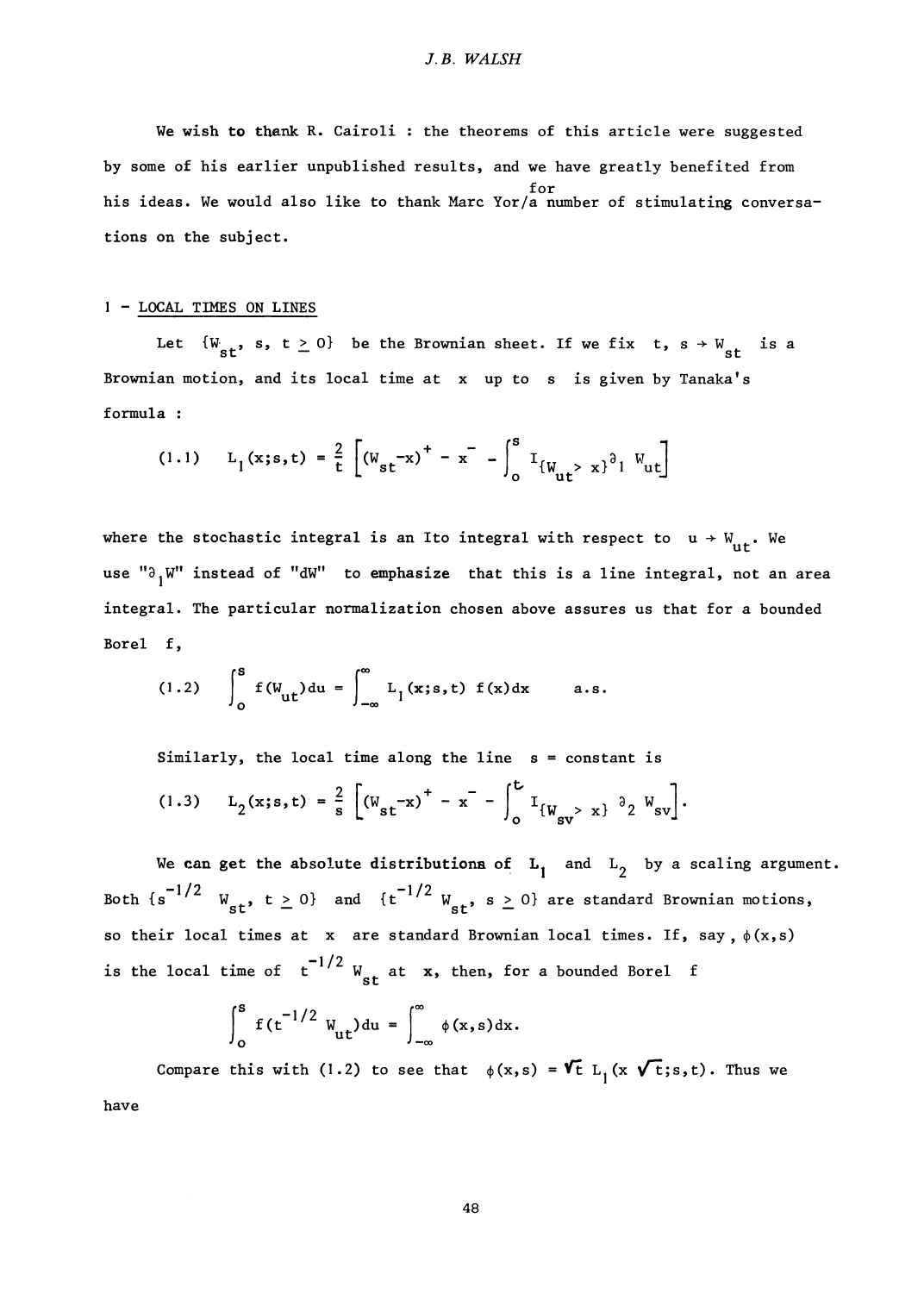We wish to thank R. Cairoli : the theorems of this article were suggested by some of his earlier unpublished results, and we have greatly benefited from his ideas. We would also like to thank Marc Yor for a number of stimulating conversations on the subject.

## 1 - LOCAL TIMES ON LINES

Let $\{W_{st},\ s,\ t \geq 0\}$ be the Brownian sheet. If we fix $t$, $s \to W_{st}$ is a Brownian motion, and its local time at $x$ up to $s$ is given by Tanaka's formula :

$$(1.1) \qquad L_1(x;s,t) = \frac{2}{t}\left[(W_{st}-x)^+ - x^- - \int_0^s I_{\{W_{ut} > x\}} \partial_1 W_{ut}\right]$$

where the stochastic integral is an Ito integral with respect to $u \to W_{ut}$. We use "$\partial_1 W$" instead of "$dW$" to emphasize that this is a line integral, not an area integral. The particular normalization chosen above assures us that for a bounded Borel $f$,

$$(1.2) \qquad \int_0^s f(W_{ut})du = \int_{-\infty}^{\infty} L_1(x;s,t)\, f(x)dx \qquad \text{a.s.}$$

Similarly, the local time along the line $s$ = constant is

$$(1.3) \qquad L_2(x;s,t) = \frac{2}{s}\left[(W_{st}-x)^+ - x^- - \int_0^t I_{\{W_{sv} > x\}}\, \partial_2 W_{sv}\right].$$

We can get the absolute distributions of $L_1$ and $L_2$ by a scaling argument. Both $\{s^{-1/2}\ W_{st},\ t \geq 0\}$ and $\{t^{-1/2}\ W_{st},\ s \geq 0\}$ are standard Brownian motions, so their local times at $x$ are standard Brownian local times. If, say, $\phi(x,s)$ is the local time of $t^{-1/2}\ W_{st}$ at $x$, then, for a bounded Borel $f$

$$\int_0^s f(t^{-1/2}\ W_{ut})du = \int_{-\infty}^{\infty} \phi(x,s)dx.$$

Compare this with (1.2) to see that $\phi(x,s) = \sqrt{t}\ L_1(x\sqrt{t};s,t)$. Thus we have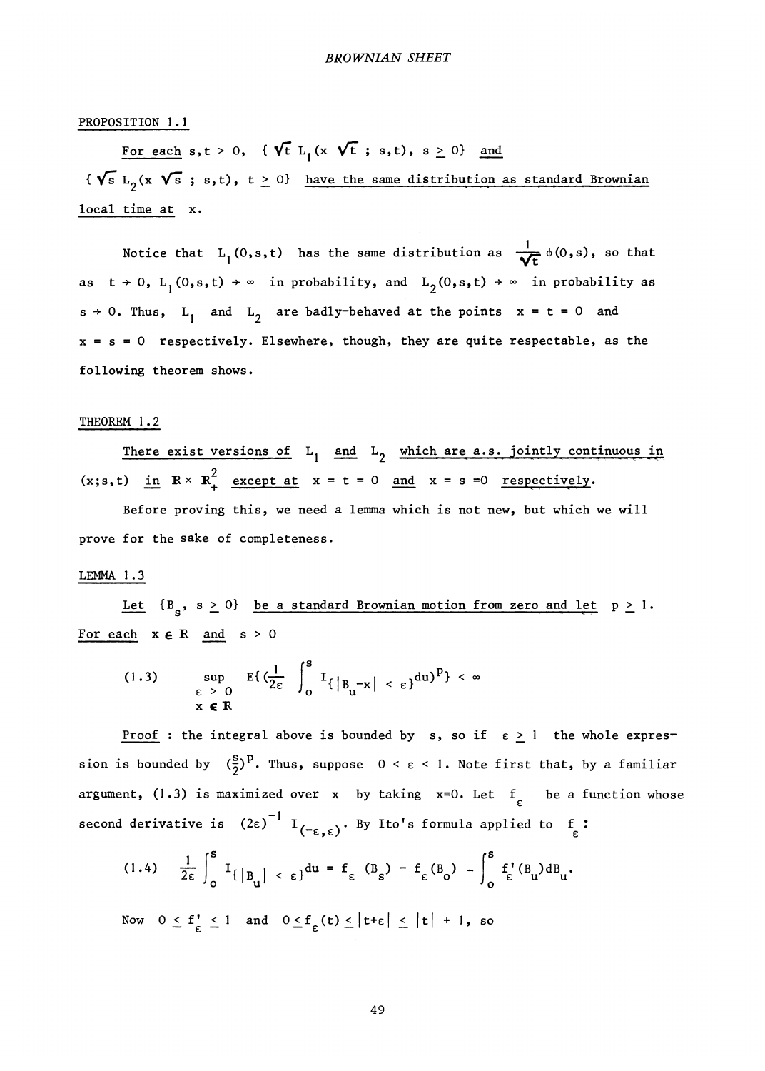PROPOSITION 1.1

*For each $s,t > 0$, $\{\sqrt{t}\, L_1(x\sqrt{t}\,;\, s,t),\ s \geq 0\}$ and $\{\sqrt{s}\, L_2(x\sqrt{s}\,;\, s,t),\ t \geq 0\}$ have the same distribution as standard Brownian local time at $x$.*

Notice that $L_1(0,s,t)$ has the same distribution as $\frac{1}{\sqrt{t}}\,\phi(0,s)$, so that as $t \to 0$, $L_1(0,s,t) \to \infty$ in probability, and $L_2(0,s,t) \to \infty$ in probability as $s \to 0$. Thus, $L_1$ and $L_2$ are badly-behaved at the points $x = t = 0$ and $x = s = 0$ respectively. Elsewhere, though, they are quite respectable, as the following theorem shows.

THEOREM 1.2

*There exist versions of $L_1$ and $L_2$ which are a.s. jointly continuous in $(x;s,t)$ in $\mathbb{R} \times \mathbb{R}_+^2$ except at $x = t = 0$ and $x = s = 0$ respectively.*

Before proving this, we need a lemma which is not new, but which we will prove for the sake of completeness.

LEMMA 1.3

*Let $\{B_s,\ s \geq 0\}$ be a standard Brownian motion from zero and let $p \geq 1$. For each $x \in \mathbb{R}$ and $s > 0$*

$$(1.3) \qquad \sup_{\substack{\varepsilon > 0 \\ x \in \mathbb{R}}} E\{(\frac{1}{2\varepsilon}\int_0^s I_{\{|B_u - x| < \varepsilon\}}du)^p\} < \infty$$

Proof : the integral above is bounded by $s$, so if $\varepsilon \geq 1$ the whole expression is bounded by $(\frac{s}{2})^p$. Thus, suppose $0 < \varepsilon < 1$. Note first that, by a familiar argument, (1.3) is maximized over $x$ by taking $x=0$. Let $f_\varepsilon$ be a function whose second derivative is $(2\varepsilon)^{-1} I_{(-\varepsilon,\varepsilon)}$. By Ito's formula applied to $f_\varepsilon$:

$$(1.4) \qquad \frac{1}{2\varepsilon}\int_0^s I_{\{|B_u| < \varepsilon\}}du = f_\varepsilon(B_s) - f_\varepsilon(B_0) - \int_0^s f'_\varepsilon(B_u)dB_u.$$

Now $0 \leq f'_\varepsilon \leq 1$ and $0 \leq f_\varepsilon(t) \leq |t+\varepsilon| \leq |t| + 1$, so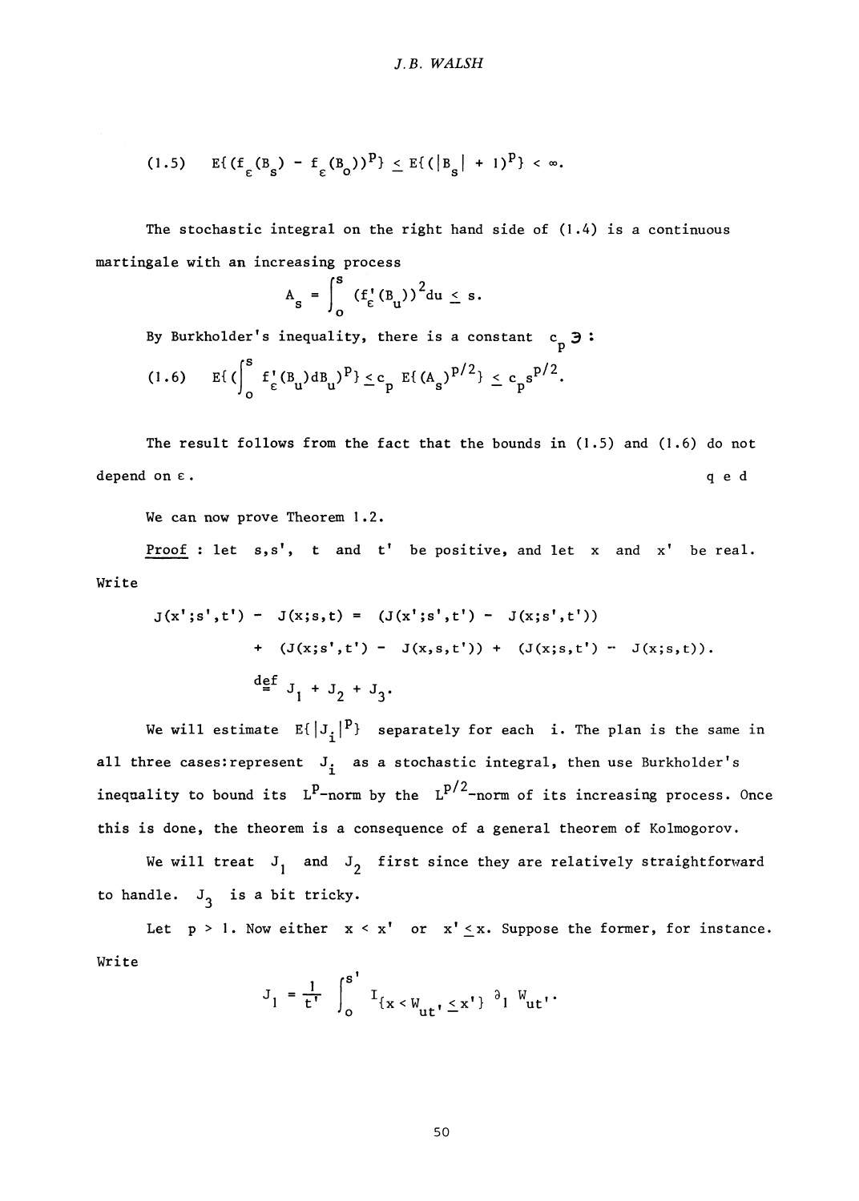$$(1.5)\quad E\{(f_\varepsilon(B_s) - f_\varepsilon(B_o))^p\} \leq E\{(|B_s| + 1)^p\} < \infty.$$

The stochastic integral on the right hand side of (1.4) is a continuous martingale with an increasing process

$$A_s = \int_o^s (f_\varepsilon'(B_u))^2 du \leq s.$$

By Burkholder's inequality, there is a constant $c_p \ni$ :

$$(1.6)\quad E\{(\int_o^s f_\varepsilon'(B_u)dB_u)^p\} \leq c_p\ E\{(A_s)^{p/2}\} \leq c_p s^{p/2}.$$

The result follows from the fact that the bounds in (1.5) and (1.6) do not depend on $\varepsilon$. q e d

We can now prove Theorem 1.2.

Proof : let $s, s'$, $t$ and $t'$ be positive, and let $x$ and $x'$ be real. Write

$$\begin{aligned} J(x';s',t') - J(x;s,t) &= (J(x';s',t') - J(x;s',t')) \\ &+ (J(x;s',t') - J(x,s,t')) + (J(x;s,t') - J(x;s,t)). \\ &\stackrel{\text{def}}{=} J_1 + J_2 + J_3. \end{aligned}$$

We will estimate $E\{|J_i|^p\}$ separately for each $i$. The plan is the same in all three cases: represent $J_i$ as a stochastic integral, then use Burkholder's inequality to bound its $L^p$-norm by the $L^{p/2}$-norm of its increasing process. Once this is done, the theorem is a consequence of a general theorem of Kolmogorov.

We will treat $J_1$ and $J_2$ first since they are relatively straightforward to handle. $J_3$ is a bit tricky.

Let $p > 1$. Now either $x < x'$ or $x' \leq x$. Suppose the former, for instance. Write

$$J_1 = \frac{1}{t'} \int_o^{s'} I_{\{x < W_{ut'} \leq x'\}}\, \partial_1 W_{ut'}.$$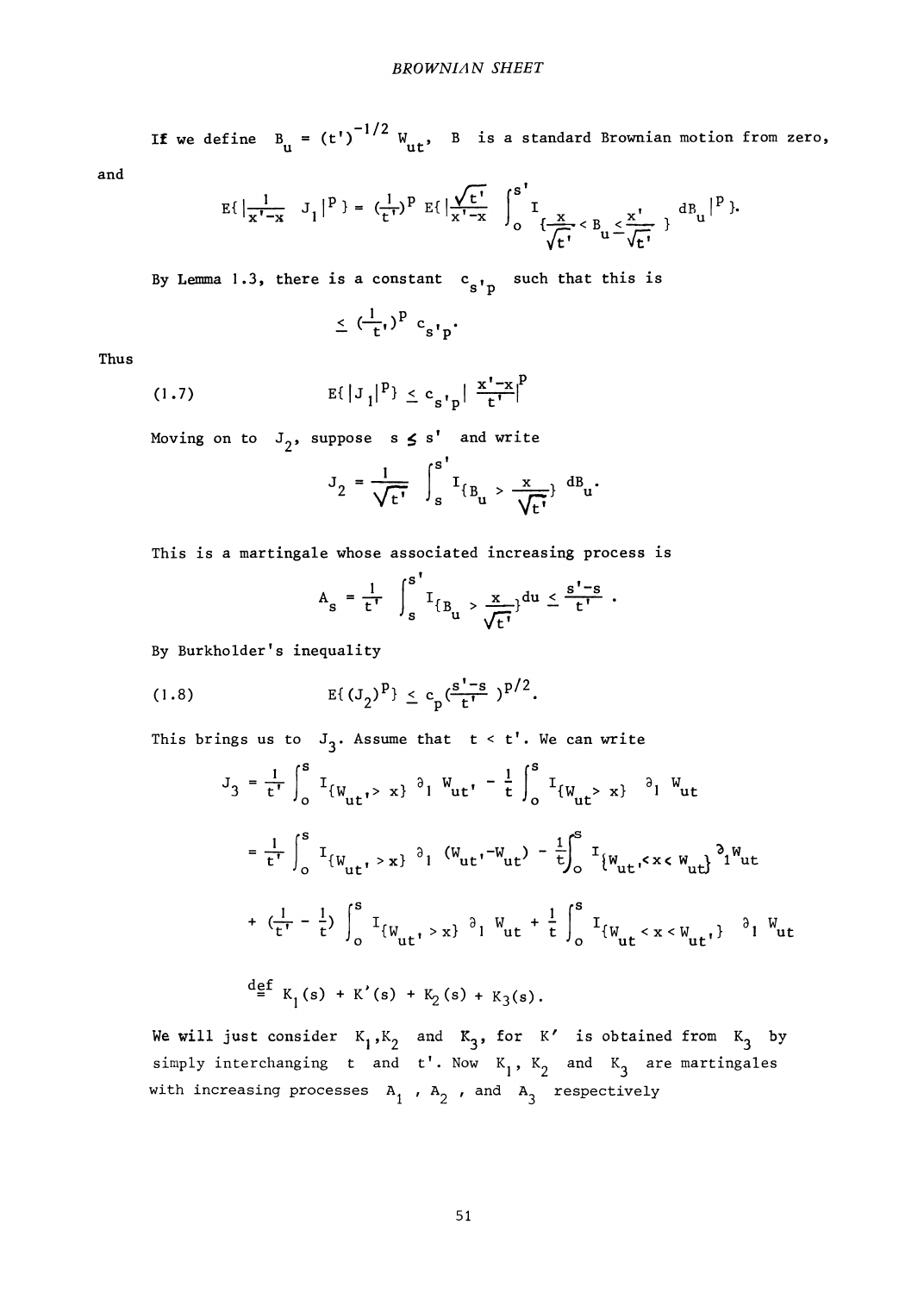If we define $B_u = (t')^{-1/2} W_{ut'}$, $B$ is a standard Brownian motion from zero, and

$$E\{|\frac{1}{x'-x} J_1|^p\} = (\frac{1}{t'})^p E\{|\frac{\sqrt{t'}}{x'-x} \int_0^{s'} I_{\{\frac{x}{\sqrt{t'}} < B_u \leq \frac{x'}{\sqrt{t'}}\}} dB_u|^p\}.$$

By Lemma 1.3, there is a constant $c_{s'p}$ such that this is

$$\leq (\frac{1}{t'})^p c_{s'p}.$$

Thus

$$E\{|J_1|^p\} \leq c_{s'p} |\frac{x'-x}{t'}|^p \tag{1.7}$$

Moving on to $J_2$, suppose $s \leq s'$ and write

$$J_2 = \frac{1}{\sqrt{t'}} \int_s^{s'} I_{\{B_u > \frac{x}{\sqrt{t'}}\}} dB_u.$$

This is a martingale whose associated increasing process is

$$A_s = \frac{1}{t'} \int_s^{s'} I_{\{B_u > \frac{x}{\sqrt{t'}}\}} du \leq \frac{s'-s}{t'}.$$

By Burkholder's inequality

$$E\{(J_2)^p\} \leq c_p (\frac{s'-s}{t'})^{p/2}. \tag{1.8}$$

This brings us to $J_3$. Assume that $t < t'$. We can write

$$J_3 = \frac{1}{t'} \int_0^s I_{\{W_{ut'} > x\}} \partial_1 W_{ut'} - \frac{1}{t} \int_0^s I_{\{W_{ut} > x\}} \partial_1 W_{ut}$$

$$= \frac{1}{t'} \int_0^s I_{\{W_{ut'} > x\}} \partial_1 (W_{ut'} - W_{ut}) - \frac{1}{t} \int_0^s I_{\{W_{ut'} < x < W_{ut}\}} \partial_1 W_{ut}$$

$$+ (\frac{1}{t'} - \frac{1}{t}) \int_0^s I_{\{W_{ut'} > x\}} \partial_1 W_{ut} + \frac{1}{t} \int_0^s I_{\{W_{ut} < x < W_{ut'}\}} \partial_1 W_{ut}$$

$$\stackrel{\text{def}}{=} K_1(s) + K'(s) + K_2(s) + K_3(s).$$

We will just consider $K_1, K_2$ and $K_3$, for $K'$ is obtained from $K_3$ by simply interchanging $t$ and $t'$. Now $K_1$, $K_2$ and $K_3$ are martingales with increasing processes $A_1$, $A_2$, and $A_3$ respectively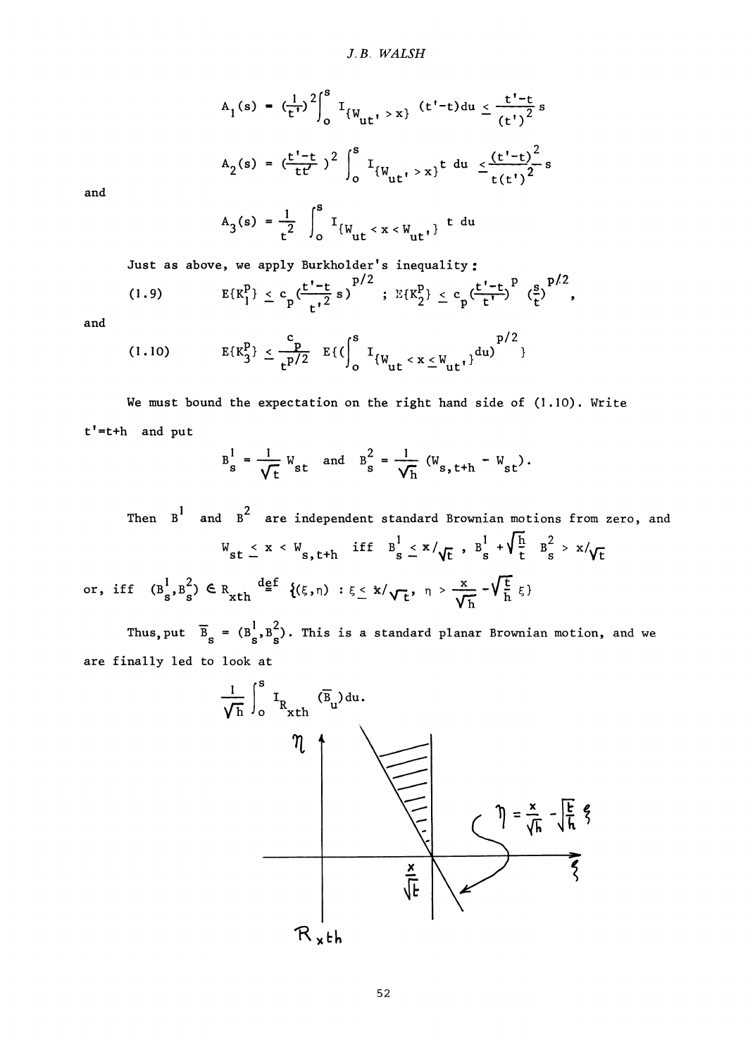$$A_1(s) = \left(\frac{1}{t'}\right)^2 \int_0^s I_{\{W_{ut'} > x\}} (t'-t)du \le \frac{t'-t}{(t')^2} s$$

$$A_2(s) = \left(\frac{t'-t}{tt'}\right)^2 \int_0^s I_{\{W_{ut'} > x\}} t\, du \le \frac{(t'-t)^2}{t(t')^2} s$$

and

$$A_3(s) = \frac{1}{t^2} \int_0^s I_{\{W_{ut} < x < W_{ut'}\}} t\, du$$

Just as above, we apply Burkholder's inequality:

$$(1.9) \qquad E\{K_1^p\} \le c_p \left(\frac{t'-t}{t'^2} s\right)^{p/2} \; ; \; E\{K_2^p\} \le c_p \left(\frac{t'-t}{t'}\right)^p \left(\frac{s}{t}\right)^{p/2},$$

and

$$(1.10) \qquad E\{K_3^p\} \le \frac{c_p}{t^{p/2}} E\left\{\left(\int_0^s I_{\{W_{ut} < x \le W_{ut'}\}} du\right)^{p/2}\right\}$$

We must bound the expectation on the right hand side of (1.10). Write $t' = t+h$ and put

$$B_s^1 = \frac{1}{\sqrt{t}} W_{st} \quad \text{and} \quad B_s^2 = \frac{1}{\sqrt{h}} (W_{s,t+h} - W_{st}).$$

Then $B^1$ and $B^2$ are independent standard Brownian motions from zero, and

$$W_{st} \le x < W_{s,t+h} \quad \text{iff} \quad B_s^1 \le x/\sqrt{t}\,, \; B_s^1 + \sqrt{\tfrac{h}{t}}\, B_s^2 > x/\sqrt{t}$$

or, iff $(B_s^1, B_s^2) \in R_{xth} \overset{\text{def}}{=} \{(\xi,\eta) : \xi \le x/\sqrt{t},\; \eta > \frac{x}{\sqrt{h}} - \sqrt{\frac{t}{h}}\,\xi\}$

Thus, put $\overline{B}_s = (B_s^1, B_s^2)$. This is a standard planar Brownian motion, and we are finally led to look at

$$\frac{1}{\sqrt{h}} \int_0^s I_{R_{xth}}(\overline{B}_u)du.$$

$R_{xth}$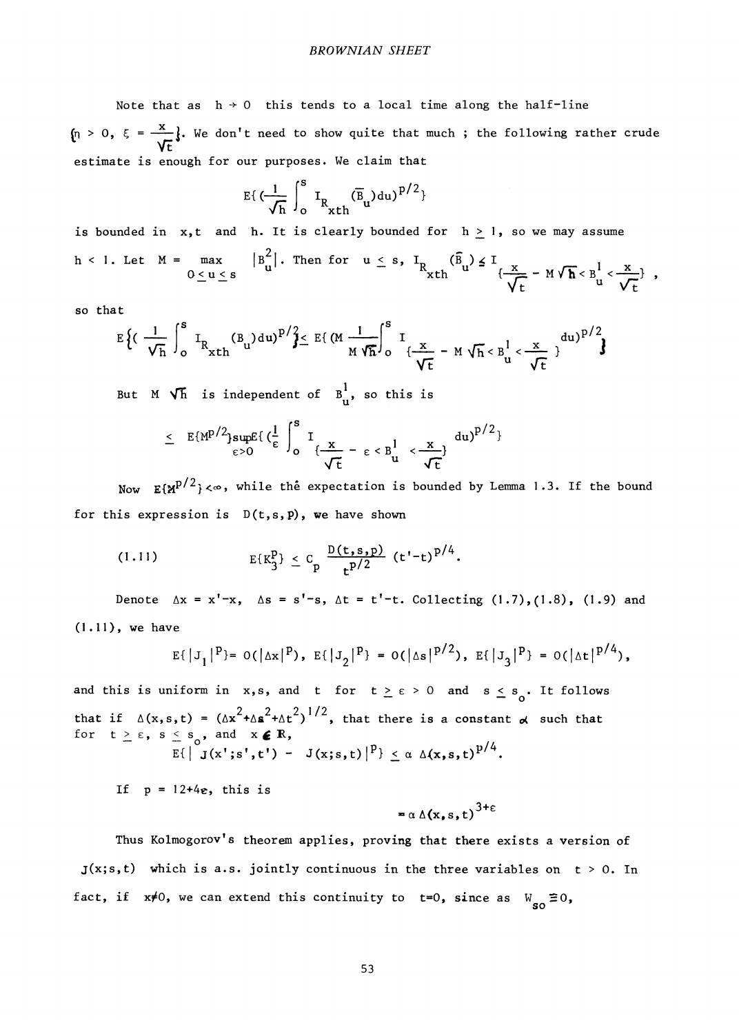Note that as $h \to 0$ this tends to a local time along the half-line $\{\eta > 0, \xi = \frac{x}{\sqrt{t}}\}$. We don't need to show quite that much ; the following rather crude estimate is enough for our purposes. We claim that

$$E\{(\frac{1}{\sqrt{h}} \int_0^s I_{R_{xth}}(\bar{B}_u)du)^{p/2}\}$$

is bounded in $x,t$ and $h$. It is clearly bounded for $h \geq 1$, so we may assume $h < 1$. Let $M = \max_{0 \leq u \leq s} |B_u^2|$. Then for $u \leq s$, $I_{R_{xth}}(\bar{B}_u) \leq I_{\{\frac{x}{\sqrt{t}} - M\sqrt{h} < B_u^1 < \frac{x}{\sqrt{t}}\}}$,

so that

$$E\{(\frac{1}{\sqrt{h}} \int_0^s I_{R_{xth}}(B_u)du)^{p/2}\} \leq E\{(M \frac{1}{M\sqrt{h}} \int_0^s I_{\{\frac{x}{\sqrt{t}} - M\sqrt{h} < B_u^1 < \frac{x}{\sqrt{t}}\}} du)^{p/2}\}$$

But $M\sqrt{h}$ is independent of $B_u^1$, so this is

$$\leq E\{M^{p/2}\} \sup_{\varepsilon > 0} E\{(\frac{1}{\varepsilon} \int_0^s I_{\{\frac{x}{\sqrt{t}} - \varepsilon < B_u^1 < \frac{x}{\sqrt{t}}\}} du)^{p/2}\}$$

Now $E\{M^{p/2}\} < \infty$, while thê expectation is bounded by Lemma 1.3. If the bound for this expression is $D(t,s,p)$, we have shown

$$(1.11) \qquad E\{K_3^p\} \leq C_p \frac{D(t,s,p)}{t^{p/2}} (t'-t)^{p/4}.$$

Denote $\Delta x = x'-x$, $\Delta s = s'-s$, $\Delta t = t'-t$. Collecting (1.7),(1.8), (1.9) and (1.11), we have

$$E\{|J_1|^p\} = O(|\Delta x|^p), \; E\{|J_2|^p\} = O(|\Delta s|^{p/2}), \; E\{|J_3|^p\} = O(|\Delta t|^{p/4}),$$

and this is uniform in $x,s,$ and $t$ for $t \geq \varepsilon > 0$ and $s \leq s_o$. It follows that if $\Delta(x,s,t) = (\Delta x^2 + \Delta s^2 + \Delta t^2)^{1/2}$, that there is a constant $\alpha$ such that for $t \geq \varepsilon$, $s \leq s_o$, and $x \in \mathbb{R}$,

$$E\{|J(x';s',t') - J(x;s,t)|^p\} \leq \alpha\, \Delta(x,s,t)^{p/4}.$$

If $p = 12+4\varepsilon$, this is

$$= \alpha\, \Delta(x,s,t)^{3+\varepsilon}$$

Thus Kolmogorov's theorem applies, proving that there exists a version of $J(x;s,t)$ which is a.s. jointly continuous in the three variables on $t > 0$. In fact, if $x \neq 0$, we can extend this continuity to $t=0$, since as $W_{so} \equiv 0$,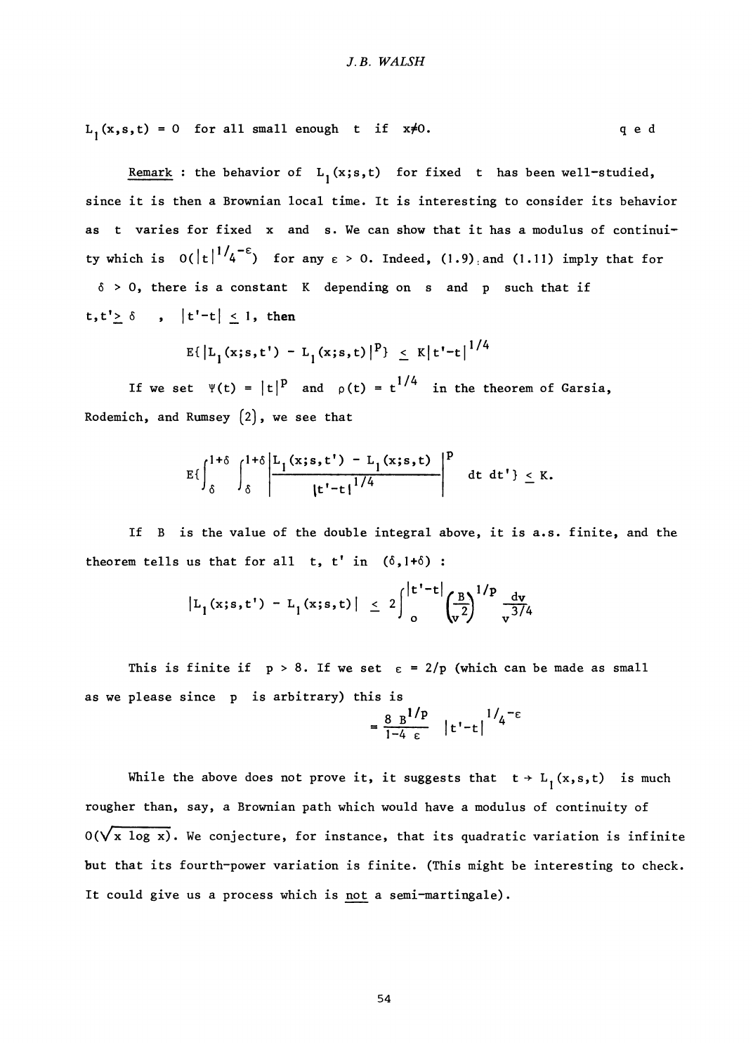$L_1(x,s,t) = 0$ for all small enough $t$ if $x \neq 0$. q e d

Remark : the behavior of $L_1(x;s,t)$ for fixed $t$ has been well-studied, since it is then a Brownian local time. It is interesting to consider its behavior as $t$ varies for fixed $x$ and $s$. We can show that it has a modulus of continuity which is $O(|t|^{1/4-\varepsilon})$ for any $\varepsilon > 0$. Indeed, (1.9) and (1.11) imply that for $\delta > 0$, there is a constant $K$ depending on $s$ and $p$ such that if $t,t' \geq \delta$, $|t'-t| \leq 1$, then

$$E\{|L_1(x;s,t') - L_1(x;s,t)|^p\} \leq K|t'-t|^{1/4}$$

If we set $\Psi(t) = |t|^p$ and $\rho(t) = t^{1/4}$ in the theorem of Garsia, Rodemich, and Rumsey [2], we see that

$$E\{\int_\delta^{1+\delta}\int_\delta^{1+\delta}\left|\frac{L_1(x;s,t') - L_1(x;s,t)}{|t'-t|^{1/4}}\right|^p dt\, dt'\} \leq K.$$

If $B$ is the value of the double integral above, it is a.s. finite, and the theorem tells us that for all $t$, $t'$ in $(\delta, 1+\delta)$ :

$$|L_1(x;s,t') - L_1(x;s,t)| \leq 2\int_0^{|t'-t|}\left(\frac{B}{v^2}\right)^{1/p}\frac{dv}{v^{3/4}}$$

This is finite if $p > 8$. If we set $\varepsilon = 2/p$ (which can be made as small as we please since $p$ is arbitrary) this is

$$= \frac{8\, B^{1/p}}{1-4\,\varepsilon}\,|t'-t|^{1/4-\varepsilon}$$

While the above does not prove it, it suggests that $t \to L_1(x,s,t)$ is much rougher than, say, a Brownian path which would have a modulus of continuity of $O(\sqrt{x \log x})$. We conjecture, for instance, that its quadratic variation is infinite but that its fourth-power variation is finite. (This might be interesting to check. It could give us a process which is _not_ a semi-martingale).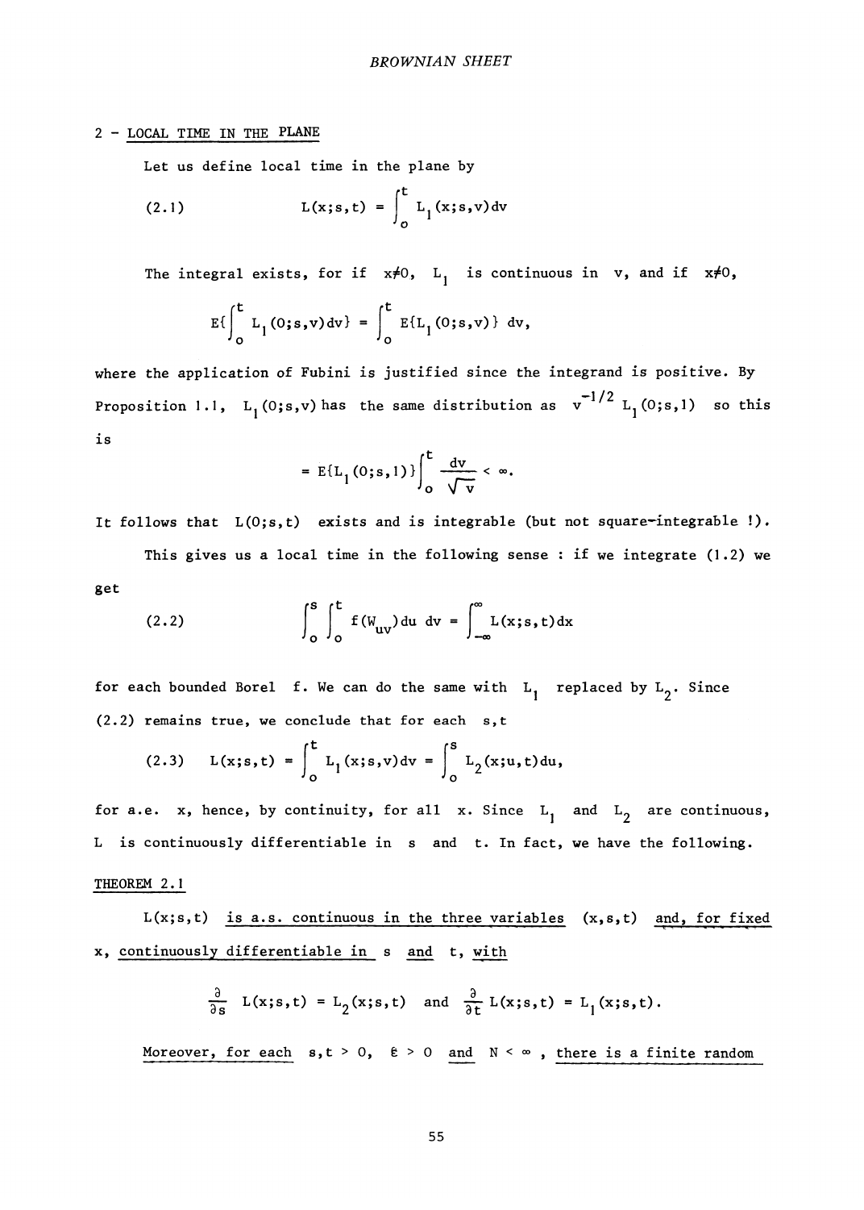## 2 - LOCAL TIME IN THE PLANE

Let us define local time in the plane by

$$\text{(2.1)} \qquad L(x;s,t) = \int_0^t L_1(x;s,v)\,dv$$

The integral exists, for if $x \neq 0$, $L_1$ is continuous in $v$, and if $x \neq 0$,

$$E\{\int_0^t L_1(0;s,v)\,dv\} = \int_0^t E\{L_1(0;s,v)\}\,dv,$$

where the application of Fubini is justified since the integrand is positive. By Proposition 1.1, $L_1(0;s,v)$ has the same distribution as $v^{-1/2}\,L_1(0;s,1)$ so this is

$$= E\{L_1(0;s,1)\}\int_0^t \frac{dv}{\sqrt{v}} < \infty.$$

It follows that $L(0;s,t)$ exists and is integrable (but not square-integrable !).

This gives us a local time in the following sense : if we integrate (1.2) we get

$$\text{(2.2)} \qquad \int_0^s\int_0^t f(W_{uv})\,du\,dv = \int_{-\infty}^{\infty} L(x;s,t)\,dx$$

for each bounded Borel $f$. We can do the same with $L_1$ replaced by $L_2$. Since (2.2) remains true, we conclude that for each $s,t$

$$\text{(2.3)} \qquad L(x;s,t) = \int_0^t L_1(x;s,v)\,dv = \int_0^s L_2(x;u,t)\,du,$$

for a.e. $x$, hence, by continuity, for all $x$. Since $L_1$ and $L_2$ are continuous, $L$ is continuously differentiable in $s$ and $t$. In fact, we have the following.

THEOREM 2.1

*$L(x;s,t)$ is a.s. continuous in the three variables $(x,s,t)$ and, for fixed $x$, continuously differentiable in $s$ and $t$, with*

$$\frac{\partial}{\partial s}L(x;s,t) = L_2(x;s,t) \quad \text{and} \quad \frac{\partial}{\partial t}L(x;s,t) = L_1(x;s,t).$$

*Moreover, for each $s,t > 0$, $\varepsilon > 0$ and $N < \infty$, there is a finite random*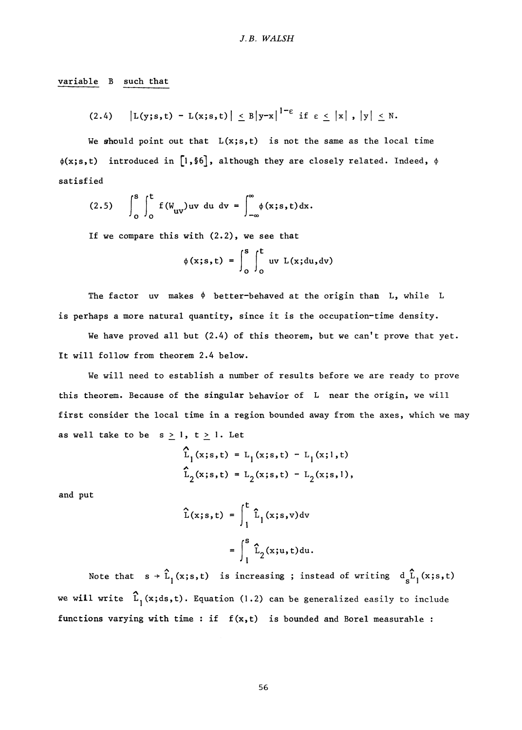<u>variable B such that</u>

$$(2.4)\qquad |L(y;s,t) - L(x;s,t)| \le B|y-x|^{1-\varepsilon} \text{ if } \varepsilon \le |x|,\ |y| \le N.$$

We should point out that $L(x;s,t)$ is not the same as the local time $\phi(x;s,t)$ introduced in [1, §6], although they are closely related. Indeed, $\phi$ satisfied

$$(2.5)\qquad \int_0^s \int_0^t f(W_{uv})uv\, du\, dv = \int_{-\infty}^{\infty} \phi(x;s,t)dx.$$

If we compare this with (2.2), we see that

$$\phi(x;s,t) = \int_0^s \int_0^t uv\ L(x;du,dv)$$

The factor $uv$ makes $\phi$ better-behaved at the origin than $L$, while $L$ is perhaps a more natural quantity, since it is the occupation-time density.

We have proved all but (2.4) of this theorem, but we can't prove that yet. It will follow from theorem 2.4 below.

We will need to establish a number of results before we are ready to prove this theorem. Because of the singular behavior of $L$ near the origin, we will first consider the local time in a region bounded away from the axes, which we may as well take to be $s \ge 1$, $t \ge 1$. Let

$$\hat{L}_1(x;s,t) = L_1(x;s,t) - L_1(x;1,t)$$

$$\hat{L}_2(x;s,t) = L_2(x;s,t) - L_2(x;s,1),$$

and put

$$\hat{L}(x;s,t) = \int_1^t \hat{L}_1(x;s,v)dv$$

$$= \int_1^s \hat{L}_2(x;u,t)du.$$

Note that $s \to \hat{L}_1(x;s,t)$ is increasing ; instead of writing $d_s\hat{L}_1(x;s,t)$ we will write $\hat{L}_1(x;ds,t)$. Equation (1.2) can be generalized easily to include functions varying with time : if $f(x,t)$ is bounded and Borel measurable :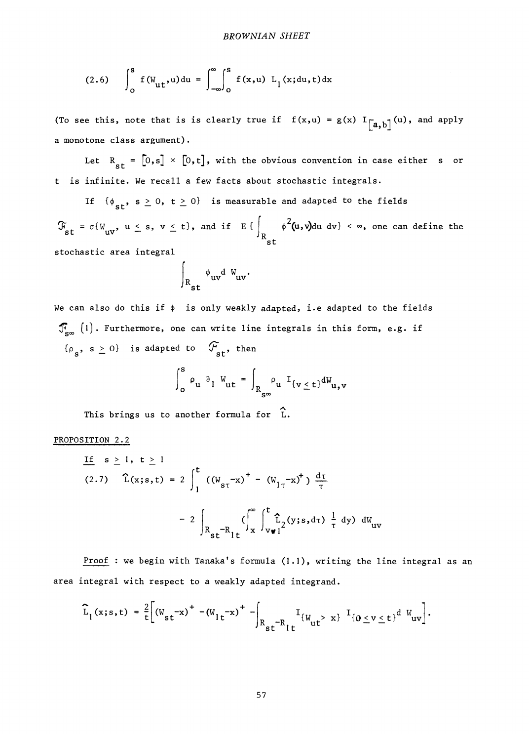$$(2.6) \quad \int_0^s f(W_{ut},u)du = \int_{-\infty}^{\infty}\int_0^s f(x,u)\, L_1(x;du,t)dx$$

(To see this, note that is is clearly true if $f(x,u) = g(x)\, I_{[a,b]}(u)$, and apply a monotone class argument).

Let $R_{st} = [0,s] \times [0,t]$, with the obvious convention in case either $s$ or $t$ is infinite. We recall a few facts about stochastic integrals.

If $\{\phi_{st},\ s \geq 0,\ t \geq 0\}$ is measurable and adapted to the fields $\mathcal{F}_{st} = \sigma\{W_{uv},\ u \leq s,\ v \leq t\}$, and if $E\{\int_{R_{st}} \phi^2(u,v)du\, dv\} < \infty$, one can define the stochastic area integral

$$\int_{R_{st}} \phi_{uv} d\, W_{uv}.$$

We can also do this if $\phi$ is only weakly adapted, i.e adapted to the fields $\mathcal{F}_{s\infty}$ (1). Furthermore, one can write line integrals in this form, e.g. if $\{\rho_s,\ s \geq 0\}$ is adapted to $\mathcal{F}_{st}$, then

$$\int_0^s \rho_u\, \partial_1\, W_{ut} = \int_{R_{s\infty}} \rho_u\, I_{\{v \leq t\}} dW_{u,v}$$

This brings us to another formula for $\hat{L}$.

<u>PROPOSITION 2.2</u>

<u>If</u> $s \geq 1,\ t \geq 1$

$$(2.7) \quad \hat{L}(x;s,t) = 2\int_1^t ((W_{s\tau}-x)^+ - (W_{1\tau}-x)^+)\frac{d\tau}{\tau}$$

$$- 2\int_{R_{st}-R_{1t}} \left(\int_x^\infty \int_{v\vee 1}^t \hat{L}_2(y;s,d\tau)\,\frac{1}{\tau}\,dy\right) dW_{uv}$$

<u>Proof</u> : we begin with Tanaka's formula (1.1), writing the line integral as an area integral with respect to a weakly adapted integrand.

$$\hat{L}_1(x;s,t) = \frac{2}{t}\left[(W_{st}-x)^+ - (W_{1t}-x)^+ - \int_{R_{st}-R_{1t}} I_{\{W_{ut} > x\}}\, I_{\{0 \leq v \leq t\}} d\, W_{uv}\right].$$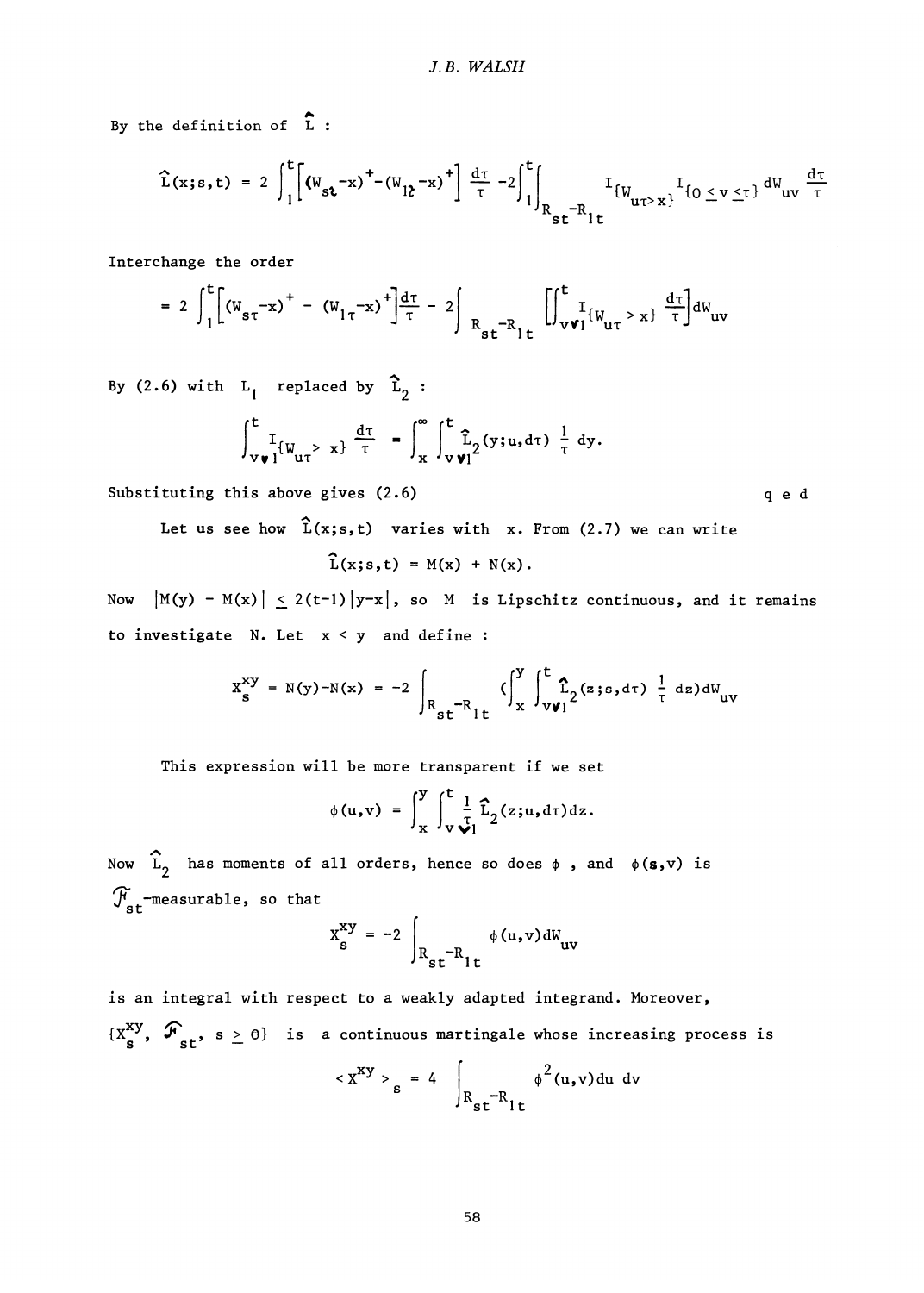By the definition of $\hat{L}$ :

$$\hat{L}(x;s,t) = 2\int_1^t \left[(W_{s\tau}-x)^+ - (W_{1\tau}-x)^+\right]\frac{d\tau}{\tau} - 2\int_1^t \int_{R_{st}-R_{1t}} I_{\{W_{u\tau}>x\}} I_{\{0\leq v\leq\tau\}}\, dW_{uv}\, \frac{d\tau}{\tau}$$

Interchange the order

$$= 2\int_1^t \left[(W_{s\tau}-x)^+ - (W_{1\tau}-x)^+\right]\frac{d\tau}{\tau} - 2\int_{R_{st}-R_{1t}} \left[\int_{v\vee 1}^t I_{\{W_{u\tau}>x\}}\frac{d\tau}{\tau}\right] dW_{uv}$$

By (2.6) with $L_1$ replaced by $\hat{L}_2$ :

$$\int_{v\vee 1}^t I_{\{W_{u\tau}>x\}}\frac{d\tau}{\tau} = \int_x^\infty \int_{v\vee 1}^t \hat{L}_2(y;u,d\tau)\,\frac{1}{\tau}\, dy.$$

Substituting this above gives (2.6) q e d

Let us see how $\hat{L}(x;s,t)$ varies with $x$. From (2.7) we can write

$$\hat{L}(x;s,t) = M(x) + N(x).$$

Now $|M(y) - M(x)| \leq 2(t-1)|y-x|$, so $M$ is Lipschitz continuous, and it remains to investigate $N$. Let $x < y$ and define :

$$X_s^{xy} = N(y)-N(x) = -2\int_{R_{st}-R_{1t}} \left(\int_x^y \int_{v\vee 1}^t \hat{L}_2(z;s,d\tau)\,\frac{1}{\tau}\, dz\right) dW_{uv}$$

This expression will be more transparent if we set

$$\phi(u,v) = \int_x^y \int_{v\vee 1}^t \frac{1}{\tau}\hat{L}_2(z;u,d\tau)\, dz.$$

Now $\hat{L}_2$ has moments of all orders, hence so does $\phi$ , and $\phi(s,v)$ is $\hat{\mathcal{F}}_{st}$-measurable, so that

$$X_s^{xy} = -2\int_{R_{st}-R_{1t}} \phi(u,v)\, dW_{uv}$$

is an integral with respect to a weakly adapted integrand. Moreover, $\{X_s^{xy}, \hat{\mathcal{F}}_{st}, s \geq 0\}$ is a continuous martingale whose increasing process is

$$< X^{xy} >_s = 4\int_{R_{st}-R_{1t}} \phi^2(u,v)\, du\, dv$$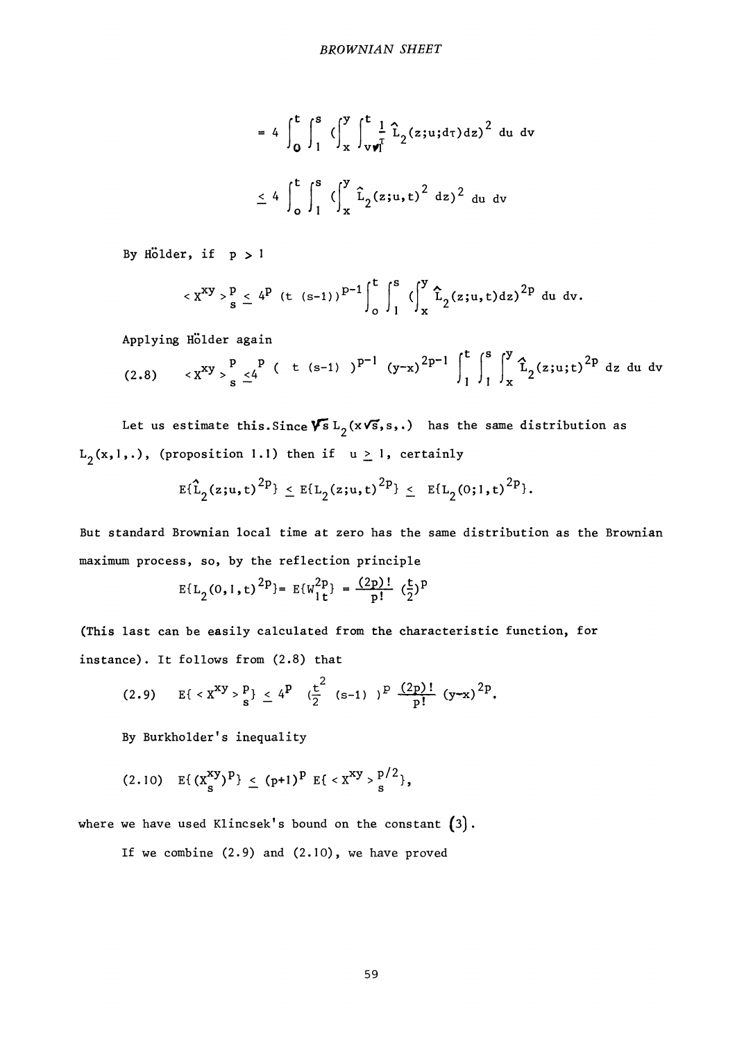$$= 4 \int_0^t \int_1^s \left(\int_x^y \int_{v\vee 1}^t \frac{1}{\tau} \hat{L}_2(z;u;d\tau)dz\right)^2 du\, dv$$

$$\leq 4 \int_0^t \int_1^s \left(\int_x^y \hat{L}_2(z;u,t)^2\, dz\right)^2 du\, dv$$

By Hölder, if $p > 1$

$$< X^{xy} >_s^p \leq 4^p\, (t\,(s-1))^{p-1} \int_0^t \int_1^s \left(\int_x^y \hat{L}_2(z;u,t)dz\right)^{2p} du\, dv.$$

Applying Hölder again

$$(2.8) \qquad < X^{xy} >_s^p \leq 4^p\, (\,t\,(s-1)\,)^{p-1}\, (y-x)^{2p-1} \int_1^t \int_1^s \int_x^y \hat{L}_2(z;u;t)^{2p}\, dz\, du\, dv$$

Let us estimate this. Since $\sqrt{s}\, L_2(x\sqrt{s},s,.)$ has the same distribution as $L_2(x,1,.)$, (proposition 1.1) then if $u \geq 1$, certainly

$$E\{\hat{L}_2(z;u,t)^{2p}\} \leq E\{L_2(z;u,t)^{2p}\} \leq E\{L_2(0;1,t)^{2p}\}.$$

But standard Brownian local time at zero has the same distribution as the Brownian maximum process, so, by the reflection principle

$$E\{L_2(0,1,t)^{2p}\} = E\{W_{1t}^{2p}\} = \frac{(2p)!}{p!} \left(\frac{t}{2}\right)^p$$

(This last can be easily calculated from the characteristic function, for instance). It follows from (2.8) that

$$(2.9) \qquad E\{ < X^{xy} >_s^p \} \leq 4^p \left(\frac{t^2}{2}\,(s-1)\right)^p \frac{(2p)!}{p!}\, (y-x)^{2p}.$$

By Burkholder's inequality

$$(2.10) \qquad E\{(X_s^{xy})^p\} \leq (p+1)^p\, E\{ < X^{xy} >_s^{p/2} \},$$

where we have used Klincsek's bound on the constant (3).

If we combine (2.9) and (2.10), we have proved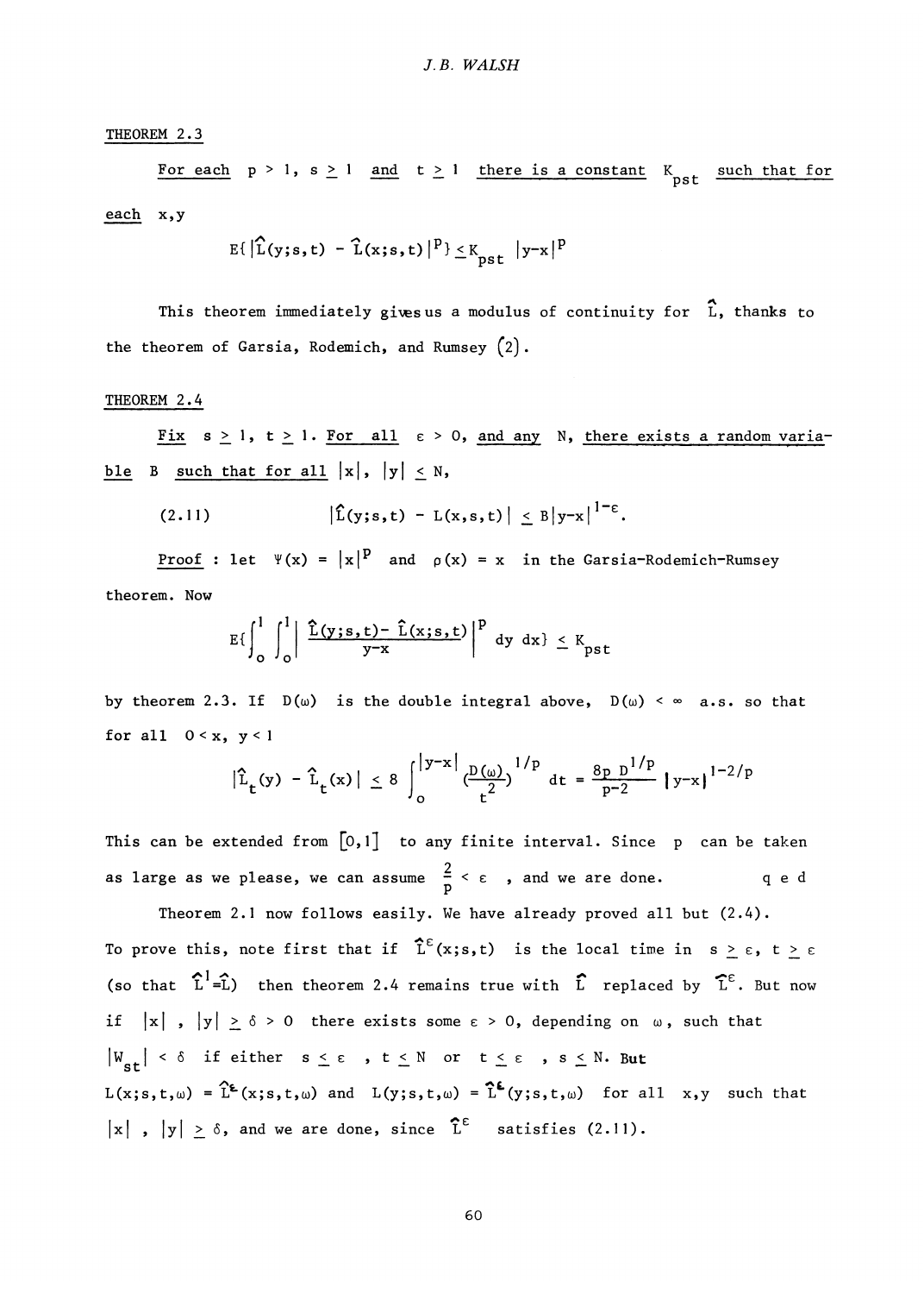THEOREM 2.3

<u>For each $p > 1$, $s \geq 1$ and $t \geq 1$ there is a constant $K_{pst}$ such that for each $x,y$</u>

$$E\{|\hat{L}(y;s,t) - \hat{L}(x;s,t)|^p\} \leq K_{pst} \; |y-x|^p$$

This theorem immediately gives us a modulus of continuity for $\hat{L}$, thanks to the theorem of Garsia, Rodemich, and Rumsey (2).

THEOREM 2.4

<u>Fix $s \geq 1$, $t \geq 1$. For all $\varepsilon > 0$, and any $N$, there exists a random variable $B$ such that for all $|x|$, $|y| \leq N$,</u>

$$(2.11) \qquad |\hat{L}(y;s,t) - L(x,s,t)| \leq B|y-x|^{1-\varepsilon}.$$

<u>Proof</u> : let $\Psi(x) = |x|^p$ and $\rho(x) = x$ in the Garsia-Rodemich-Rumsey theorem. Now

$$E\{\int_0^1 \int_0^1 \left| \frac{\hat{L}(y;s,t) - \hat{L}(x;s,t)}{y-x} \right|^p dy\, dx\} \leq K_{pst}$$

by theorem 2.3. If $D(\omega)$ is the double integral above, $D(\omega) < \infty$ a.s. so that for all $0 < x,\ y < 1$

$$|\hat{L}_t(y) - \hat{L}_t(x)| \leq 8 \int_0^{|y-x|} \left(\frac{D(\omega)}{t^2}\right)^{1/p} dt = \frac{8p\; D^{1/p}}{p-2} \; |y-x|^{1-2/p}$$

This can be extended from $[0,1]$ to any finite interval. Since $p$ can be taken as large as we please, we can assume $\frac{2}{p} < \varepsilon$ , and we are done. q e d

Theorem 2.1 now follows easily. We have already proved all but (2.4). To prove this, note first that if $\hat{L}^\varepsilon(x;s,t)$ is the local time in $s \geq \varepsilon$, $t \geq \varepsilon$ (so that $\hat{L}^1 = \hat{L}$) then theorem 2.4 remains true with $\hat{L}$ replaced by $\hat{L}^\varepsilon$. But now if $|x|$ , $|y| \geq \delta > 0$ there exists some $\varepsilon > 0$, depending on $\omega$, such that $|W_{st}| < \delta$ if either $s \leq \varepsilon$ , $t \leq N$ or $t \leq \varepsilon$ , $s \leq N$. But $L(x;s,t,\omega) = \hat{L}^\varepsilon(x;s,t,\omega)$ and $L(y;s,t,\omega) = \hat{L}^\varepsilon(y;s,t,\omega)$ for all $x,y$ such that $|x|$ , $|y| \geq \delta$, and we are done, since $\hat{L}^\varepsilon$ satisfies (2.11).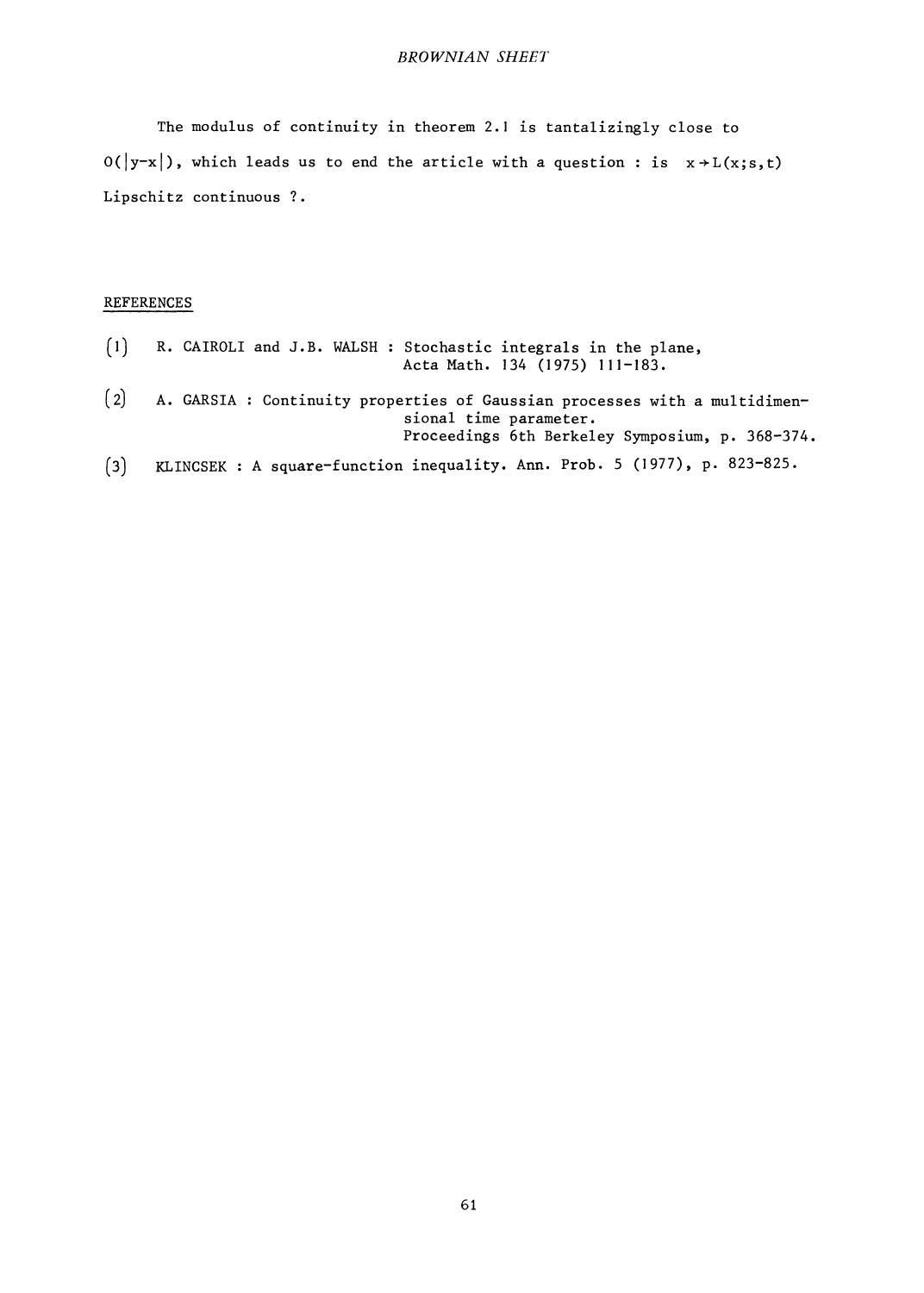The modulus of continuity in theorem 2.1 is tantalizingly close to $O(|y-x|)$, which leads us to end the article with a question : is $x \to L(x;s,t)$ Lipschitz continuous ?.

## REFERENCES

(1) R. CAIROLI and J.B. WALSH : Stochastic integrals in the plane, Acta Math. 134 (1975) 111-183.

(2) A. GARSIA : Continuity properties of Gaussian processes with a multidimensional time parameter. Proceedings 6th Berkeley Symposium, p. 368-374.

(3) KLINCSEK : A square-function inequality. Ann. Prob. 5 (1977), p. 823-825.